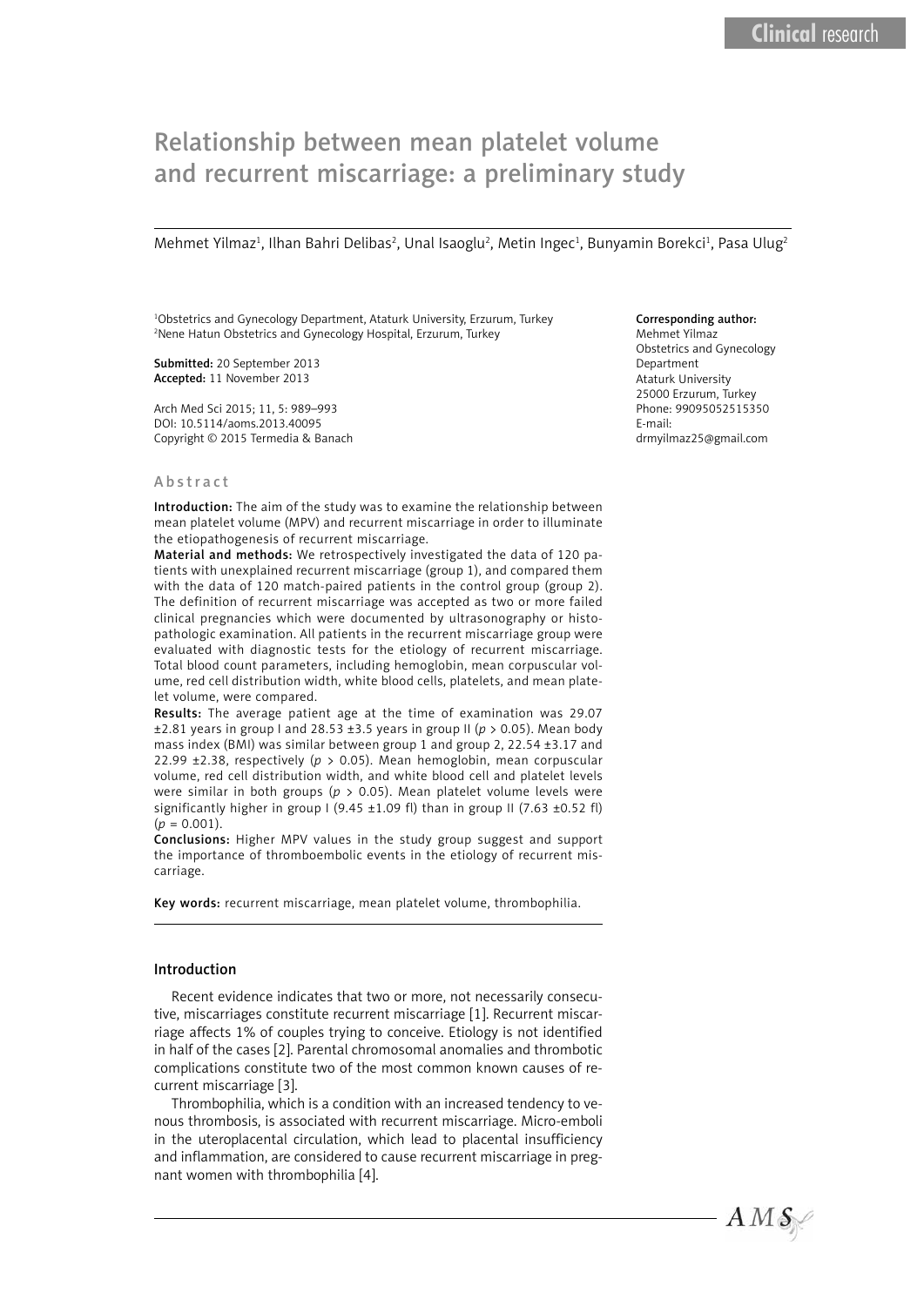# Relationship between mean platelet volume and recurrent miscarriage: a preliminary study

Mehmet Yilmaz[1], Ilhan Bahri Delibas[2], Unal Isaoglu[2], Metin Ingec[1], Bunyamin Borekci[1], Pasa Ulug[2]

[1]Obstetrics and Gynecology Department, Ataturk University, Erzurum, Turkey
[2]Nene Hatun Obstetrics and Gynecology Hospital, Erzurum, Turkey

**Submitted:** 20 September 2013
**Accepted:** 11 November 2013

Arch Med Sci 2015; 11, 5: 989–993
DOI: 10.5114/aoms.2013.40095
Copyright © 2015 Termedia & Banach

**Corresponding author:**
Mehmet Yilmaz
Obstetrics and Gynecology Department
Ataturk University
25000 Erzurum, Turkey
Phone: 99095052515350
E-mail: drmyilmaz25@gmail.com

## Abstract

**Introduction:** The aim of the study was to examine the relationship between mean platelet volume (MPV) and recurrent miscarriage in order to illuminate the etiopathogenesis of recurrent miscarriage.

**Material and methods:** We retrospectively investigated the data of 120 patients with unexplained recurrent miscarriage (group 1), and compared them with the data of 120 match-paired patients in the control group (group 2). The definition of recurrent miscarriage was accepted as two or more failed clinical pregnancies which were documented by ultrasonography or histopathologic examination. All patients in the recurrent miscarriage group were evaluated with diagnostic tests for the etiology of recurrent miscarriage. Total blood count parameters, including hemoglobin, mean corpuscular volume, red cell distribution width, white blood cells, platelets, and mean platelet volume, were compared.

**Results:** The average patient age at the time of examination was 29.07 ±2.81 years in group I and 28.53 ±3.5 years in group II ($p > 0.05$). Mean body mass index (BMI) was similar between group 1 and group 2, 22.54 ±3.17 and 22.99 ±2.38, respectively ($p > 0.05$). Mean hemoglobin, mean corpuscular volume, red cell distribution width, and white blood cell and platelet levels were similar in both groups ($p > 0.05$). Mean platelet volume levels were significantly higher in group I (9.45 ±1.09 fl) than in group II (7.63 ±0.52 fl) ($p = 0.001$).

**Conclusions:** Higher MPV values in the study group suggest and support the importance of thromboembolic events in the etiology of recurrent miscarriage.

**Key words:** recurrent miscarriage, mean platelet volume, thrombophilia.

## Introduction

Recent evidence indicates that two or more, not necessarily consecutive, miscarriages constitute recurrent miscarriage [1]. Recurrent miscarriage affects 1% of couples trying to conceive. Etiology is not identified in half of the cases [2]. Parental chromosomal anomalies and thrombotic complications constitute two of the most common known causes of recurrent miscarriage [3].

Thrombophilia, which is a condition with an increased tendency to venous thrombosis, is associated with recurrent miscarriage. Micro-emboli in the uteroplacental circulation, which lead to placental insufficiency and inflammation, are considered to cause recurrent miscarriage in pregnant women with thrombophilia [4].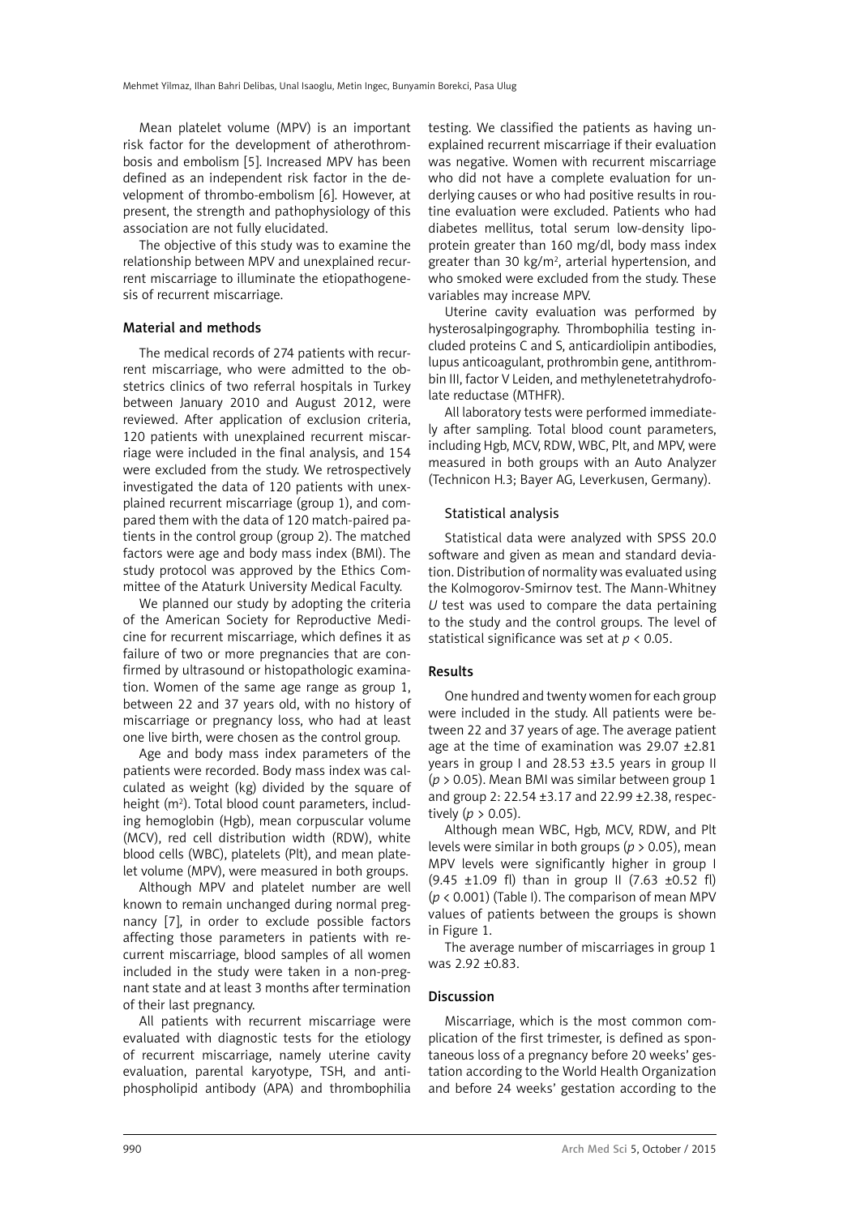Mean platelet volume (MPV) is an important risk factor for the development of atherothrombosis and embolism [5]. Increased MPV has been defined as an independent risk factor in the development of thrombo-embolism [6]. However, at present, the strength and pathophysiology of this association are not fully elucidated.

The objective of this study was to examine the relationship between MPV and unexplained recurrent miscarriage to illuminate the etiopathogenesis of recurrent miscarriage.

## Material and methods

The medical records of 274 patients with recurrent miscarriage, who were admitted to the obstetrics clinics of two referral hospitals in Turkey between January 2010 and August 2012, were reviewed. After application of exclusion criteria, 120 patients with unexplained recurrent miscarriage were included in the final analysis, and 154 were excluded from the study. We retrospectively investigated the data of 120 patients with unexplained recurrent miscarriage (group 1), and compared them with the data of 120 match-paired patients in the control group (group 2). The matched factors were age and body mass index (BMI). The study protocol was approved by the Ethics Committee of the Ataturk University Medical Faculty.

We planned our study by adopting the criteria of the American Society for Reproductive Medicine for recurrent miscarriage, which defines it as failure of two or more pregnancies that are confirmed by ultrasound or histopathologic examination. Women of the same age range as group 1, between 22 and 37 years old, with no history of miscarriage or pregnancy loss, who had at least one live birth, were chosen as the control group.

Age and body mass index parameters of the patients were recorded. Body mass index was calculated as weight (kg) divided by the square of height ($m^2$). Total blood count parameters, including hemoglobin (Hgb), mean corpuscular volume (MCV), red cell distribution width (RDW), white blood cells (WBC), platelets (Plt), and mean platelet volume (MPV), were measured in both groups.

Although MPV and platelet number are well known to remain unchanged during normal pregnancy [7], in order to exclude possible factors affecting those parameters in patients with recurrent miscarriage, blood samples of all women included in the study were taken in a non-pregnant state and at least 3 months after termination of their last pregnancy.

All patients with recurrent miscarriage were evaluated with diagnostic tests for the etiology of recurrent miscarriage, namely uterine cavity evaluation, parental karyotype, TSH, and antiphospholipid antibody (APA) and thrombophilia testing. We classified the patients as having unexplained recurrent miscarriage if their evaluation was negative. Women with recurrent miscarriage who did not have a complete evaluation for underlying causes or who had positive results in routine evaluation were excluded. Patients who had diabetes mellitus, total serum low-density lipoprotein greater than 160 mg/dl, body mass index greater than 30 kg/$m^2$, arterial hypertension, and who smoked were excluded from the study. These variables may increase MPV.

Uterine cavity evaluation was performed by hysterosalpingography. Thrombophilia testing included proteins C and S, anticardiolipin antibodies, lupus anticoagulant, prothrombin gene, antithrombin III, factor V Leiden, and methylenetetrahydrofolate reductase (MTHFR).

All laboratory tests were performed immediately after sampling. Total blood count parameters, including Hgb, MCV, RDW, WBC, Plt, and MPV, were measured in both groups with an Auto Analyzer (Technicon H.3; Bayer AG, Leverkusen, Germany).

### Statistical analysis

Statistical data were analyzed with SPSS 20.0 software and given as mean and standard deviation. Distribution of normality was evaluated using the Kolmogorov-Smirnov test. The Mann-Whitney *U* test was used to compare the data pertaining to the study and the control groups. The level of statistical significance was set at $p < 0.05$.

## Results

One hundred and twenty women for each group were included in the study. All patients were between 22 and 37 years of age. The average patient age at the time of examination was 29.07 ±2.81 years in group I and 28.53 ±3.5 years in group II ($p > 0.05$). Mean BMI was similar between group 1 and group 2: 22.54 ±3.17 and 22.99 ±2.38, respectively ($p > 0.05$).

Although mean WBC, Hgb, MCV, RDW, and Plt levels were similar in both groups ($p > 0.05$), mean MPV levels were significantly higher in group I (9.45 ±1.09 fl) than in group II (7.63 ±0.52 fl) ($p < 0.001$) (Table I). The comparison of mean MPV values of patients between the groups is shown in Figure 1.

The average number of miscarriages in group 1 was 2.92 ±0.83.

## Discussion

Miscarriage, which is the most common complication of the first trimester, is defined as spontaneous loss of a pregnancy before 20 weeks' gestation according to the World Health Organization and before 24 weeks' gestation according to the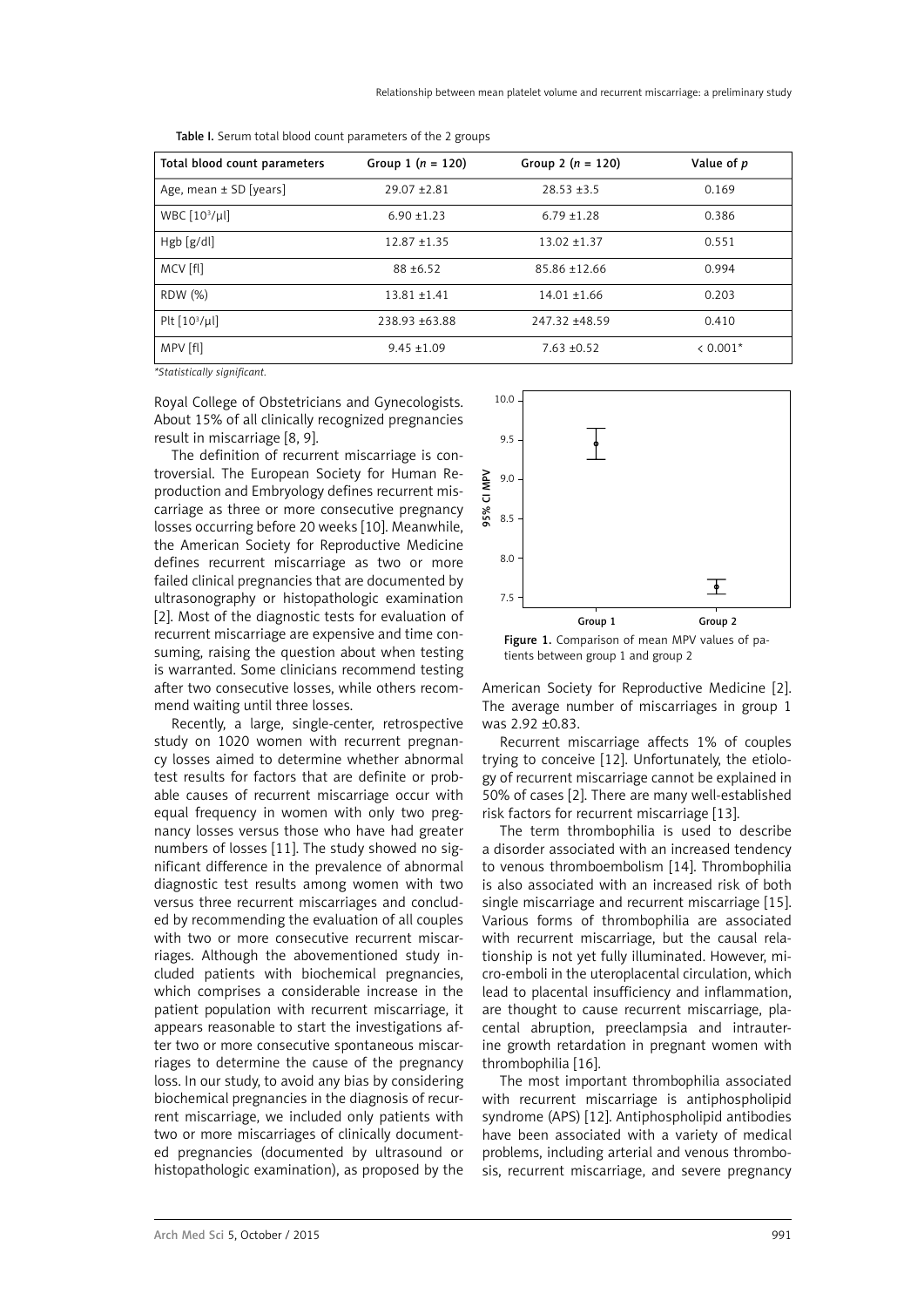Table I. Serum total blood count parameters of the 2 groups

| Total blood count parameters | Group 1 ($n$ = 120) | Group 2 ($n$ = 120) | Value of $p$ |
|---|---|---|---|
| Age, mean ± SD [years] | 29.07 ±2.81 | 28.53 ±3.5 | 0.169 |
| WBC [$10^3$/µl] | 6.90 ±1.23 | 6.79 ±1.28 | 0.386 |
| Hgb [g/dl] | 12.87 ±1.35 | 13.02 ±1.37 | 0.551 |
| MCV [fl] | 88 ±6.52 | 85.86 ±12.66 | 0.994 |
| RDW (%) | 13.81 ±1.41 | 14.01 ±1.66 | 0.203 |
| Plt [$10^3$/µl] | 238.93 ±63.88 | 247.32 ±48.59 | 0.410 |
| MPV [fl] | 9.45 ±1.09 | 7.63 ±0.52 | < 0.001* |

*Statistically significant.

Royal College of Obstetricians and Gynecologists. About 15% of all clinically recognized pregnancies result in miscarriage [8, 9].

The definition of recurrent miscarriage is controversial. The European Society for Human Reproduction and Embryology defines recurrent miscarriage as three or more consecutive pregnancy losses occurring before 20 weeks [10]. Meanwhile, the American Society for Reproductive Medicine defines recurrent miscarriage as two or more failed clinical pregnancies that are documented by ultrasonography or histopathologic examination [2]. Most of the diagnostic tests for evaluation of recurrent miscarriage are expensive and time consuming, raising the question about when testing is warranted. Some clinicians recommend testing after two consecutive losses, while others recommend waiting until three losses.

Recently, a large, single-center, retrospective study on 1020 women with recurrent pregnancy losses aimed to determine whether abnormal test results for factors that are definite or probable causes of recurrent miscarriage occur with equal frequency in women with only two pregnancy losses versus those who have had greater numbers of losses [11]. The study showed no significant difference in the prevalence of abnormal diagnostic test results among women with two versus three recurrent miscarriages and concluded by recommending the evaluation of all couples with two or more consecutive recurrent miscarriages. Although the abovementioned study included patients with biochemical pregnancies, which comprises a considerable increase in the patient population with recurrent miscarriage, it appears reasonable to start the investigations after two or more consecutive spontaneous miscarriages to determine the cause of the pregnancy loss. In our study, to avoid any bias by considering biochemical pregnancies in the diagnosis of recurrent miscarriage, we included only patients with two or more miscarriages of clinically documented pregnancies (documented by ultrasound or histopathologic examination), as proposed by the American Society for Reproductive Medicine [2]. The average number of miscarriages in group 1 was 2.92 ±0.83.

Figure 1. Comparison of mean MPV values of patients between group 1 and group 2

Recurrent miscarriage affects 1% of couples trying to conceive [12]. Unfortunately, the etiology of recurrent miscarriage cannot be explained in 50% of cases [2]. There are many well-established risk factors for recurrent miscarriage [13].

The term thrombophilia is used to describe a disorder associated with an increased tendency to venous thromboembolism [14]. Thrombophilia is also associated with an increased risk of both single miscarriage and recurrent miscarriage [15]. Various forms of thrombophilia are associated with recurrent miscarriage, but the causal relationship is not yet fully illuminated. However, micro-emboli in the uteroplacental circulation, which lead to placental insufficiency and inflammation, are thought to cause recurrent miscarriage, placental abruption, preeclampsia and intrauterine growth retardation in pregnant women with thrombophilia [16].

The most important thrombophilia associated with recurrent miscarriage is antiphospholipid syndrome (APS) [12]. Antiphospholipid antibodies have been associated with a variety of medical problems, including arterial and venous thrombosis, recurrent miscarriage, and severe pregnancy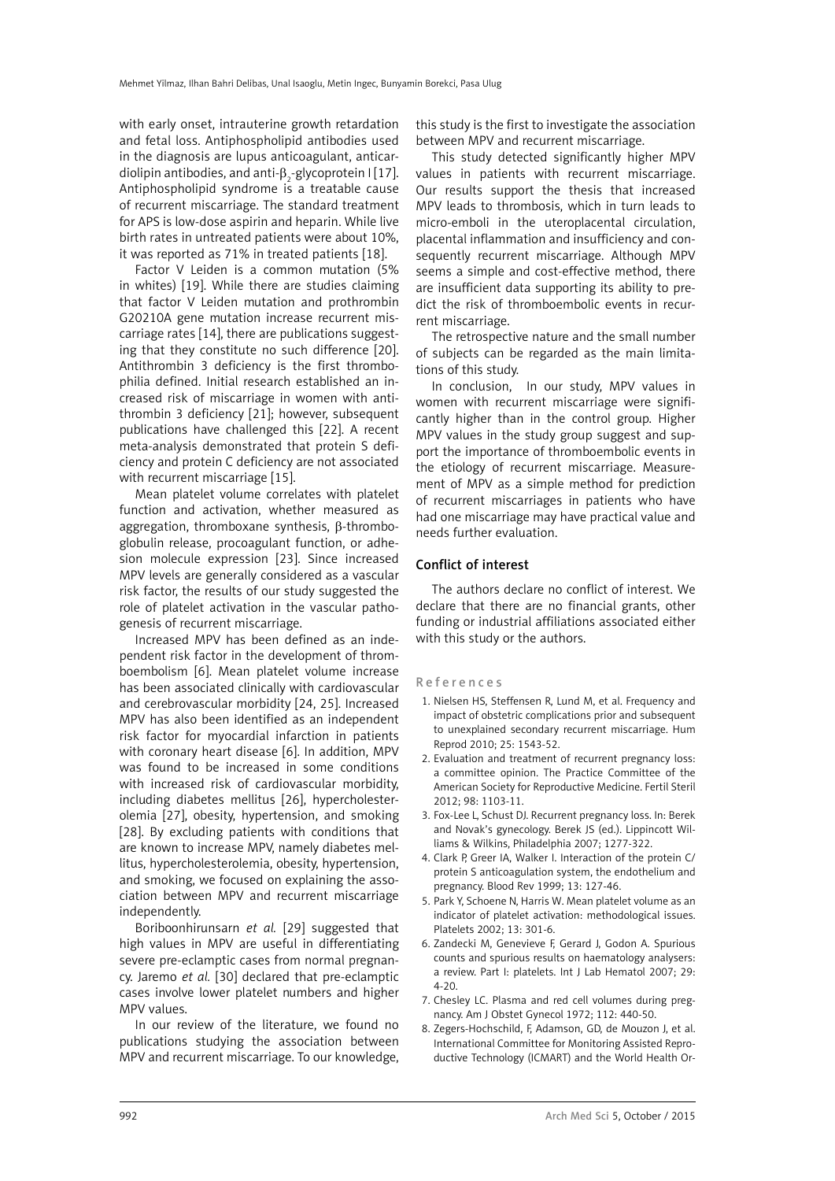with early onset, intrauterine growth retardation and fetal loss. Antiphospholipid antibodies used in the diagnosis are lupus anticoagulant, anticardiolipin antibodies, and anti-$\beta_2$-glycoprotein I [17]. Antiphospholipid syndrome is a treatable cause of recurrent miscarriage. The standard treatment for APS is low-dose aspirin and heparin. While live birth rates in untreated patients were about 10%, it was reported as 71% in treated patients [18].

Factor V Leiden is a common mutation (5% in whites) [19]. While there are studies claiming that factor V Leiden mutation and prothrombin G20210A gene mutation increase recurrent miscarriage rates [14], there are publications suggesting that they constitute no such difference [20]. Antithrombin 3 deficiency is the first thrombophilia defined. Initial research established an increased risk of miscarriage in women with antithrombin 3 deficiency [21]; however, subsequent publications have challenged this [22]. A recent meta-analysis demonstrated that protein S deficiency and protein C deficiency are not associated with recurrent miscarriage [15].

Mean platelet volume correlates with platelet function and activation, whether measured as aggregation, thromboxane synthesis, β-thromboglobulin release, procoagulant function, or adhesion molecule expression [23]. Since increased MPV levels are generally considered as a vascular risk factor, the results of our study suggested the role of platelet activation in the vascular pathogenesis of recurrent miscarriage.

Increased MPV has been defined as an independent risk factor in the development of thromboembolism [6]. Mean platelet volume increase has been associated clinically with cardiovascular and cerebrovascular morbidity [24, 25]. Increased MPV has also been identified as an independent risk factor for myocardial infarction in patients with coronary heart disease [6]. In addition, MPV was found to be increased in some conditions with increased risk of cardiovascular morbidity, including diabetes mellitus [26], hypercholesterolemia [27], obesity, hypertension, and smoking [28]. By excluding patients with conditions that are known to increase MPV, namely diabetes mellitus, hypercholesterolemia, obesity, hypertension, and smoking, we focused on explaining the association between MPV and recurrent miscarriage independently.

Boriboonhirunsarn *et al.* [29] suggested that high values in MPV are useful in differentiating severe pre-eclamptic cases from normal pregnancy. Jaremo *et al.* [30] declared that pre-eclamptic cases involve lower platelet numbers and higher MPV values.

In our review of the literature, we found no publications studying the association between MPV and recurrent miscarriage. To our knowledge, this study is the first to investigate the association between MPV and recurrent miscarriage.

This study detected significantly higher MPV values in patients with recurrent miscarriage. Our results support the thesis that increased MPV leads to thrombosis, which in turn leads to micro-emboli in the uteroplacental circulation, placental inflammation and insufficiency and consequently recurrent miscarriage. Although MPV seems a simple and cost-effective method, there are insufficient data supporting its ability to predict the risk of thromboembolic events in recurrent miscarriage.

The retrospective nature and the small number of subjects can be regarded as the main limitations of this study.

In conclusion, In our study, MPV values in women with recurrent miscarriage were significantly higher than in the control group. Higher MPV values in the study group suggest and support the importance of thromboembolic events in the etiology of recurrent miscarriage. Measurement of MPV as a simple method for prediction of recurrent miscarriages in patients who have had one miscarriage may have practical value and needs further evaluation.

## Conflict of interest

The authors declare no conflict of interest. We declare that there are no financial grants, other funding or industrial affiliations associated either with this study or the authors.

## References

1. Nielsen HS, Steffensen R, Lund M, et al. Frequency and impact of obstetric complications prior and subsequent to unexplained secondary recurrent miscarriage. Hum Reprod 2010; 25: 1543-52.
2. Evaluation and treatment of recurrent pregnancy loss: a committee opinion. The Practice Committee of the American Society for Reproductive Medicine. Fertil Steril 2012; 98: 1103-11.
3. Fox-Lee L, Schust DJ. Recurrent pregnancy loss. In: Berek and Novak's gynecology. Berek JS (ed.). Lippincott Williams & Wilkins, Philadelphia 2007; 1277-322.
4. Clark P, Greer IA, Walker I. Interaction of the protein C/protein S anticoagulation system, the endothelium and pregnancy. Blood Rev 1999; 13: 127-46.
5. Park Y, Schoene N, Harris W. Mean platelet volume as an indicator of platelet activation: methodological issues. Platelets 2002; 13: 301-6.
6. Zandecki M, Genevieve F, Gerard J, Godon A. Spurious counts and spurious results on haematology analysers: a review. Part I: platelets. Int J Lab Hematol 2007; 29: 4-20.
7. Chesley LC. Plasma and red cell volumes during pregnancy. Am J Obstet Gynecol 1972; 112: 440-50.
8. Zegers-Hochschild, F, Adamson, GD, de Mouzon J, et al. International Committee for Monitoring Assisted Reproductive Technology (ICMART) and the World Health Or-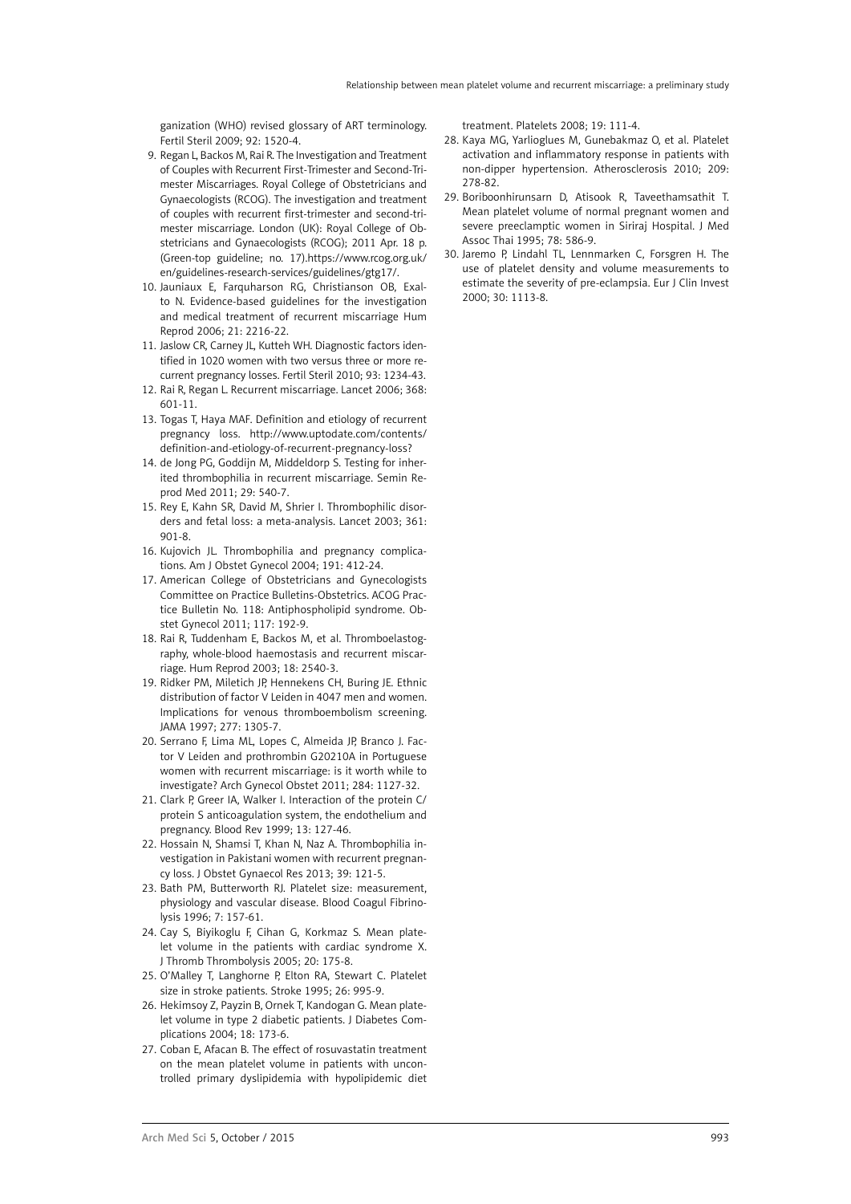ganization (WHO) revised glossary of ART terminology. Fertil Steril 2009; 92: 1520-4.

9. Regan L, Backos M, Rai R. The Investigation and Treatment of Couples with Recurrent First-Trimester and Second-Trimester Miscarriages. Royal College of Obstetricians and Gynaecologists (RCOG). The investigation and treatment of couples with recurrent first-trimester and second-trimester miscarriage. London (UK): Royal College of Obstetricians and Gynaecologists (RCOG); 2011 Apr. 18 p. (Green-top guideline; no. 17).https://www.rcog.org.uk/en/guidelines-research-services/guidelines/gtg17/.
10. Jauniaux E, Farquharson RG, Christianson OB, Exalto N. Evidence-based guidelines for the investigation and medical treatment of recurrent miscarriage Hum Reprod 2006; 21: 2216-22.
11. Jaslow CR, Carney JL, Kutteh WH. Diagnostic factors identified in 1020 women with two versus three or more recurrent pregnancy losses. Fertil Steril 2010; 93: 1234-43.
12. Rai R, Regan L. Recurrent miscarriage. Lancet 2006; 368: 601-11.
13. Togas T, Haya MAF. Definition and etiology of recurrent pregnancy loss. http://www.uptodate.com/contents/definition-and-etiology-of-recurrent-pregnancy-loss?
14. de Jong PG, Goddijn M, Middeldorp S. Testing for inherited thrombophilia in recurrent miscarriage. Semin Reprod Med 2011; 29: 540-7.
15. Rey E, Kahn SR, David M, Shrier I. Thrombophilic disorders and fetal loss: a meta-analysis. Lancet 2003; 361: 901-8.
16. Kujovich JL. Thrombophilia and pregnancy complications. Am J Obstet Gynecol 2004; 191: 412-24.
17. American College of Obstetricians and Gynecologists Committee on Practice Bulletins-Obstetrics. ACOG Practice Bulletin No. 118: Antiphospholipid syndrome. Obstet Gynecol 2011; 117: 192-9.
18. Rai R, Tuddenham E, Backos M, et al. Thromboelastography, whole-blood haemostasis and recurrent miscarriage. Hum Reprod 2003; 18: 2540-3.
19. Ridker PM, Miletich JP, Hennekens CH, Buring JE. Ethnic distribution of factor V Leiden in 4047 men and women. Implications for venous thromboembolism screening. JAMA 1997; 277: 1305-7.
20. Serrano F, Lima ML, Lopes C, Almeida JP, Branco J. Factor V Leiden and prothrombin G20210A in Portuguese women with recurrent miscarriage: is it worth while to investigate? Arch Gynecol Obstet 2011; 284: 1127-32.
21. Clark P, Greer IA, Walker I. Interaction of the protein C/protein S anticoagulation system, the endothelium and pregnancy. Blood Rev 1999; 13: 127-46.
22. Hossain N, Shamsi T, Khan N, Naz A. Thrombophilia investigation in Pakistani women with recurrent pregnancy loss. J Obstet Gynaecol Res 2013; 39: 121-5.
23. Bath PM, Butterworth RJ. Platelet size: measurement, physiology and vascular disease. Blood Coagul Fibrinolysis 1996; 7: 157-61.
24. Cay S, Biyikoglu F, Cihan G, Korkmaz S. Mean platelet volume in the patients with cardiac syndrome X. J Thromb Thrombolysis 2005; 20: 175-8.
25. O'Malley T, Langhorne P, Elton RA, Stewart C. Platelet size in stroke patients. Stroke 1995; 26: 995-9.
26. Hekimsoy Z, Payzin B, Ornek T, Kandogan G. Mean platelet volume in type 2 diabetic patients. J Diabetes Complications 2004; 18: 173-6.
27. Coban E, Afacan B. The effect of rosuvastatin treatment on the mean platelet volume in patients with uncontrolled primary dyslipidemia with hypolipidemic diet treatment. Platelets 2008; 19: 111-4.
28. Kaya MG, Yarlioglues M, Gunebakmaz O, et al. Platelet activation and inflammatory response in patients with non-dipper hypertension. Atherosclerosis 2010; 209: 278-82.
29. Boriboonhirunsarn D, Atisook R, Taveethamsathit T. Mean platelet volume of normal pregnant women and severe preeclamptic women in Siriraj Hospital. J Med Assoc Thai 1995; 78: 586-9.
30. Jaremo P, Lindahl TL, Lennmarken C, Forsgren H. The use of platelet density and volume measurements to estimate the severity of pre-eclampsia. Eur J Clin Invest 2000; 30: 1113-8.